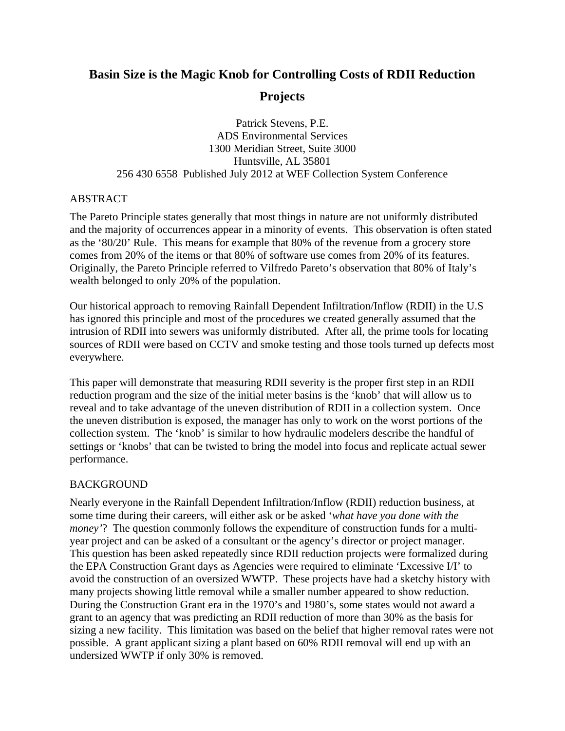# Basin Size is the Magic Knob for Controlling Costs of RDII Reduction Projects

Patrick Stevens, P.E.
ADS Environmental Services
1300 Meridian Street, Suite 3000
Huntsville, AL 35801
256 430 6558 Published July 2012 at WEF Collection System Conference

## ABSTRACT

The Pareto Principle states generally that most things in nature are not uniformly distributed and the majority of occurrences appear in a minority of events. This observation is often stated as the '80/20' Rule. This means for example that 80% of the revenue from a grocery store comes from 20% of the items or that 80% of software use comes from 20% of its features. Originally, the Pareto Principle referred to Vilfredo Pareto's observation that 80% of Italy's wealth belonged to only 20% of the population.

Our historical approach to removing Rainfall Dependent Infiltration/Inflow (RDII) in the U.S has ignored this principle and most of the procedures we created generally assumed that the intrusion of RDII into sewers was uniformly distributed. After all, the prime tools for locating sources of RDII were based on CCTV and smoke testing and those tools turned up defects most everywhere.

This paper will demonstrate that measuring RDII severity is the proper first step in an RDII reduction program and the size of the initial meter basins is the 'knob' that will allow us to reveal and to take advantage of the uneven distribution of RDII in a collection system. Once the uneven distribution is exposed, the manager has only to work on the worst portions of the collection system. The 'knob' is similar to how hydraulic modelers describe the handful of settings or 'knobs' that can be twisted to bring the model into focus and replicate actual sewer performance.

## BACKGROUND

Nearly everyone in the Rainfall Dependent Infiltration/Inflow (RDII) reduction business, at some time during their careers, will either ask or be asked '*what have you done with the money*'? The question commonly follows the expenditure of construction funds for a multi-year project and can be asked of a consultant or the agency's director or project manager. This question has been asked repeatedly since RDII reduction projects were formalized during the EPA Construction Grant days as Agencies were required to eliminate 'Excessive I/I' to avoid the construction of an oversized WWTP. These projects have had a sketchy history with many projects showing little removal while a smaller number appeared to show reduction. During the Construction Grant era in the 1970's and 1980's, some states would not award a grant to an agency that was predicting an RDII reduction of more than 30% as the basis for sizing a new facility. This limitation was based on the belief that higher removal rates were not possible. A grant applicant sizing a plant based on 60% RDII removal will end up with an undersized WWTP if only 30% is removed.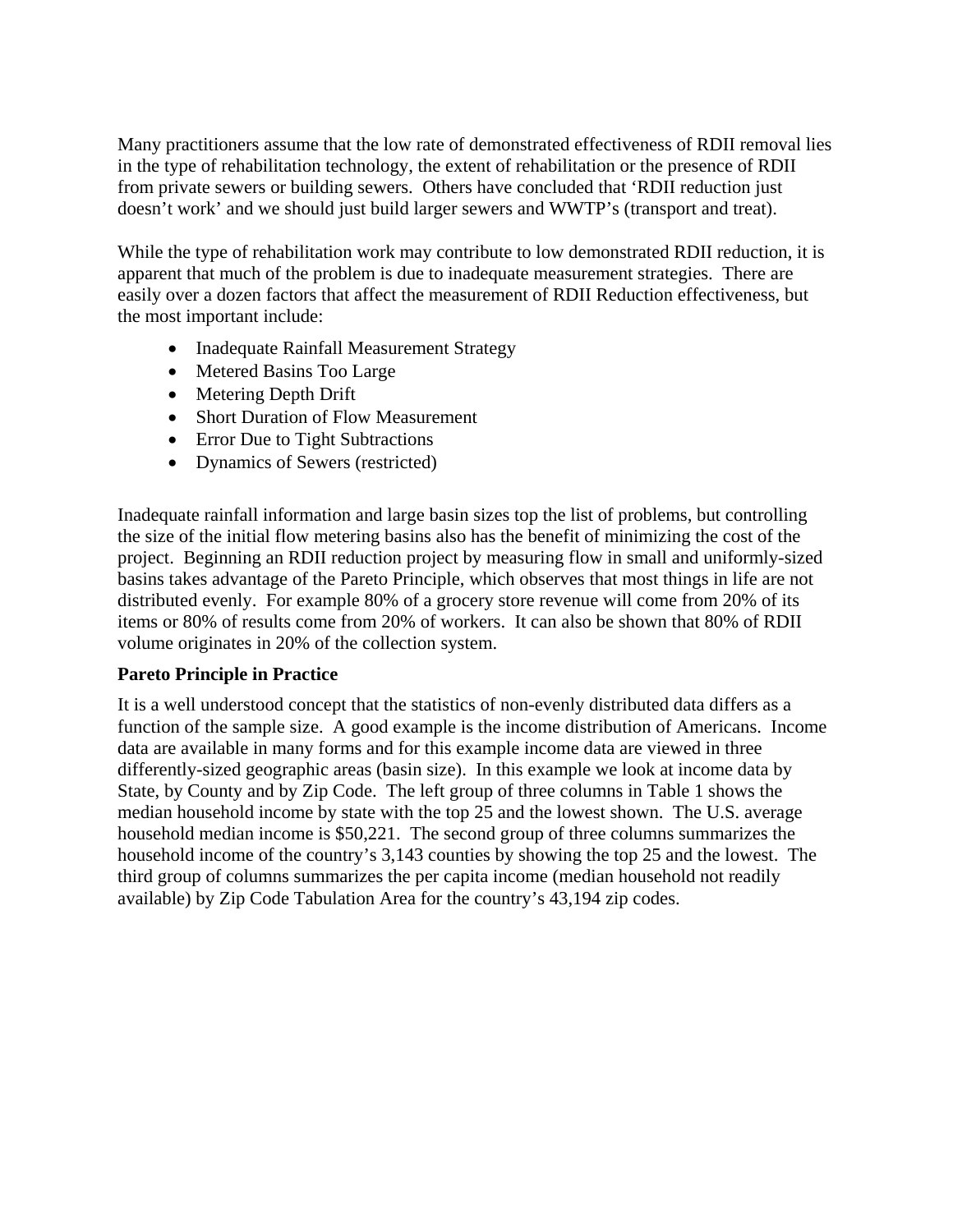Many practitioners assume that the low rate of demonstrated effectiveness of RDII removal lies in the type of rehabilitation technology, the extent of rehabilitation or the presence of RDII from private sewers or building sewers. Others have concluded that 'RDII reduction just doesn't work' and we should just build larger sewers and WWTP's (transport and treat).

While the type of rehabilitation work may contribute to low demonstrated RDII reduction, it is apparent that much of the problem is due to inadequate measurement strategies. There are easily over a dozen factors that affect the measurement of RDII Reduction effectiveness, but the most important include:

- Inadequate Rainfall Measurement Strategy
- Metered Basins Too Large
- Metering Depth Drift
- Short Duration of Flow Measurement
- Error Due to Tight Subtractions
- Dynamics of Sewers (restricted)

Inadequate rainfall information and large basin sizes top the list of problems, but controlling the size of the initial flow metering basins also has the benefit of minimizing the cost of the project. Beginning an RDII reduction project by measuring flow in small and uniformly-sized basins takes advantage of the Pareto Principle, which observes that most things in life are not distributed evenly. For example 80% of a grocery store revenue will come from 20% of its items or 80% of results come from 20% of workers. It can also be shown that 80% of RDII volume originates in 20% of the collection system.

**Pareto Principle in Practice**

It is a well understood concept that the statistics of non-evenly distributed data differs as a function of the sample size. A good example is the income distribution of Americans. Income data are available in many forms and for this example income data are viewed in three differently-sized geographic areas (basin size). In this example we look at income data by State, by County and by Zip Code. The left group of three columns in Table 1 shows the median household income by state with the top 25 and the lowest shown. The U.S. average household median income is $50,221. The second group of three columns summarizes the household income of the country's 3,143 counties by showing the top 25 and the lowest. The third group of columns summarizes the per capita income (median household not readily available) by Zip Code Tabulation Area for the country's 43,194 zip codes.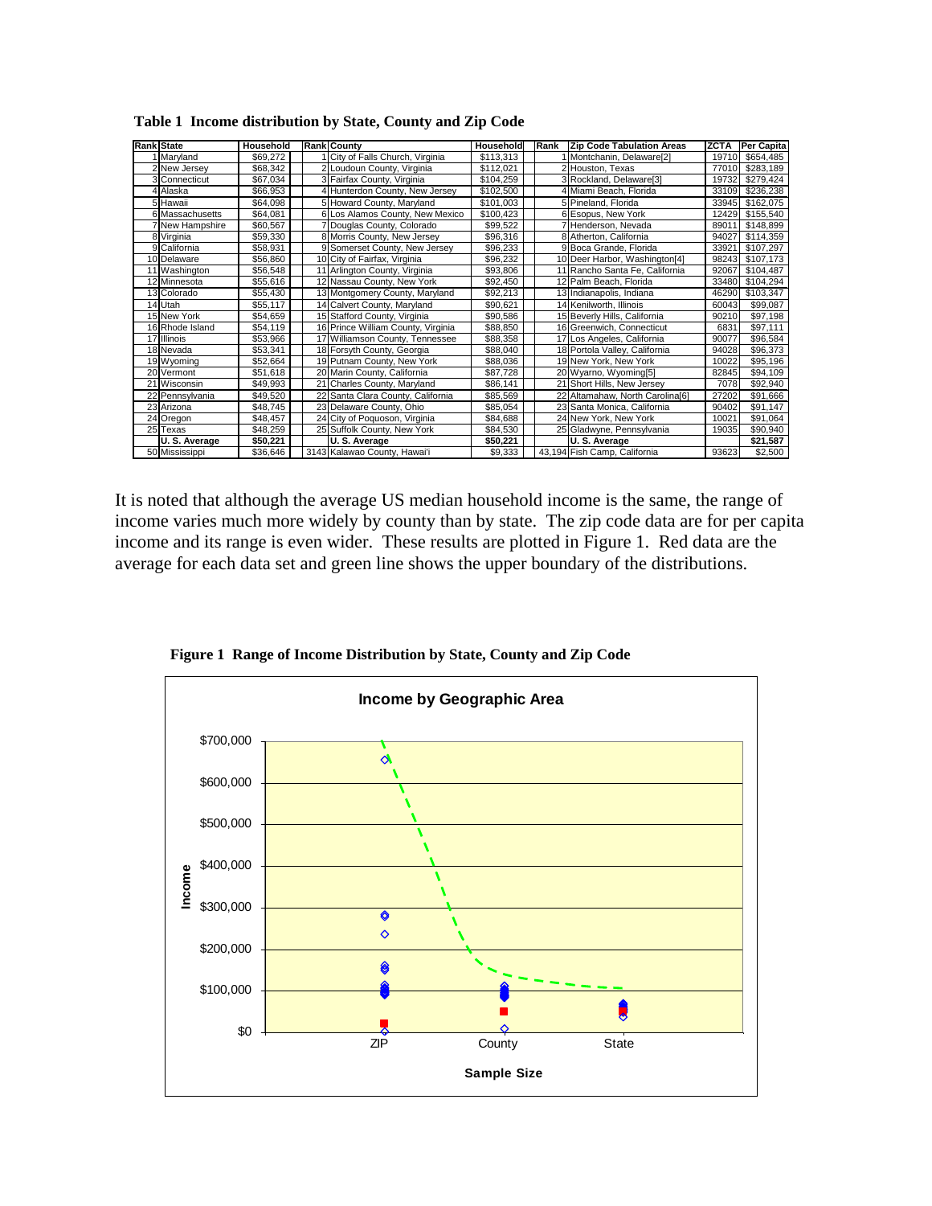**Table 1 Income distribution by State, County and Zip Code**

| Rank | State | Household | Rank | County | Household | Rank | Zip Code Tabulation Areas | ZCTA | Per Capita |
|---|---|---|---|---|---|---|---|---|---|
| 1 | Maryland | $69,272 | 1 | City of Falls Church, Virginia | $113,313 | 1 | Montchanin, Delaware[2] | 19710 | $654,485 |
| 2 | New Jersey | $68,342 | 2 | Loudoun County, Virginia | $112,021 | 2 | Houston, Texas | 77010 | $283,189 |
| 3 | Connecticut | $67,034 | 3 | Fairfax County, Virginia | $104,259 | 3 | Rockland, Delaware[3] | 19732 | $279,424 |
| 4 | Alaska | $66,953 | 4 | Hunterdon County, New Jersey | $102,500 | 4 | Miami Beach, Florida | 33109 | $236,238 |
| 5 | Hawaii | $64,098 | 5 | Howard County, Maryland | $101,003 | 5 | Pineland, Florida | 33945 | $162,075 |
| 6 | Massachusetts | $64,081 | 6 | Los Alamos County, New Mexico | $100,423 | 6 | Esopus, New York | 12429 | $155,540 |
| 7 | New Hampshire | $60,567 | 7 | Douglas County, Colorado | $99,522 | 7 | Henderson, Nevada | 89011 | $148,899 |
| 8 | Virginia | $59,330 | 8 | Morris County, New Jersey | $96,316 | 8 | Atherton, California | 94027 | $114,359 |
| 9 | California | $58,931 | 9 | Somerset County, New Jersey | $96,233 | 9 | Boca Grande, Florida | 33921 | $107,297 |
| 10 | Delaware | $56,860 | 10 | City of Fairfax, Virginia | $96,232 | 10 | Deer Harbor, Washington[4] | 98243 | $107,173 |
| 11 | Washington | $56,548 | 11 | Arlington County, Virginia | $93,806 | 11 | Rancho Santa Fe, California | 92067 | $104,487 |
| 12 | Minnesota | $55,616 | 12 | Nassau County, New York | $92,450 | 12 | Palm Beach, Florida | 33480 | $104,294 |
| 13 | Colorado | $55,430 | 13 | Montgomery County, Maryland | $92,213 | 13 | Indianapolis, Indiana | 46290 | $103,347 |
| 14 | Utah | $55,117 | 14 | Calvert County, Maryland | $90,621 | 14 | Kenilworth, Illinois | 60043 | $99,087 |
| 15 | New York | $54,659 | 15 | Stafford County, Virginia | $90,586 | 15 | Beverly Hills, California | 90210 | $97,198 |
| 16 | Rhode Island | $54,119 | 16 | Prince William County, Virginia | $88,850 | 16 | Greenwich, Connecticut | 6831 | $97,111 |
| 17 | Illinois | $53,966 | 17 | Williamson County, Tennessee | $88,358 | 17 | Los Angeles, California | 90077 | $96,584 |
| 18 | Nevada | $53,341 | 18 | Forsyth County, Georgia | $88,040 | 18 | Portola Valley, California | 94028 | $96,373 |
| 19 | Wyoming | $52,664 | 19 | Putnam County, New York | $88,036 | 19 | New York, New York | 10022 | $95,196 |
| 20 | Vermont | $51,618 | 20 | Marin County, California | $87,728 | 20 | Wyarno, Wyoming[5] | 82845 | $94,109 |
| 21 | Wisconsin | $49,993 | 21 | Charles County, Maryland | $86,141 | 21 | Short Hills, New Jersey | 7078 | $92,940 |
| 22 | Pennsylvania | $49,520 | 22 | Santa Clara County, California | $85,569 | 22 | Altamahaw, North Carolina[6] | 27202 | $91,666 |
| 23 | Arizona | $48,745 | 23 | Delaware County, Ohio | $85,054 | 23 | Santa Monica, California | 90402 | $91,147 |
| 24 | Oregon | $48,457 | 24 | City of Poquoson, Virginia | $84,688 | 24 | New York, New York | 10021 | $91,064 |
| 25 | Texas | $48,259 | 25 | Suffolk County, New York | $84,530 | 25 | Gladwyne, Pennsylvania | 19035 | $90,940 |
| | **U. S. Average** | **$50,221** | | **U. S. Average** | **$50,221** | | **U. S. Average** | | **$21,587** |
| 50 | Mississippi | $36,646 | 3143 | Kalawao County, Hawai'i | $9,333 | 43,194 | Fish Camp, California | 93623 | $2,500 |

It is noted that although the average US median household income is the same, the range of income varies much more widely by county than by state. The zip code data are for per capita income and its range is even wider. These results are plotted in Figure 1. Red data are the average for each data set and green line shows the upper boundary of the distributions.

**Figure 1 Range of Income Distribution by State, County and Zip Code**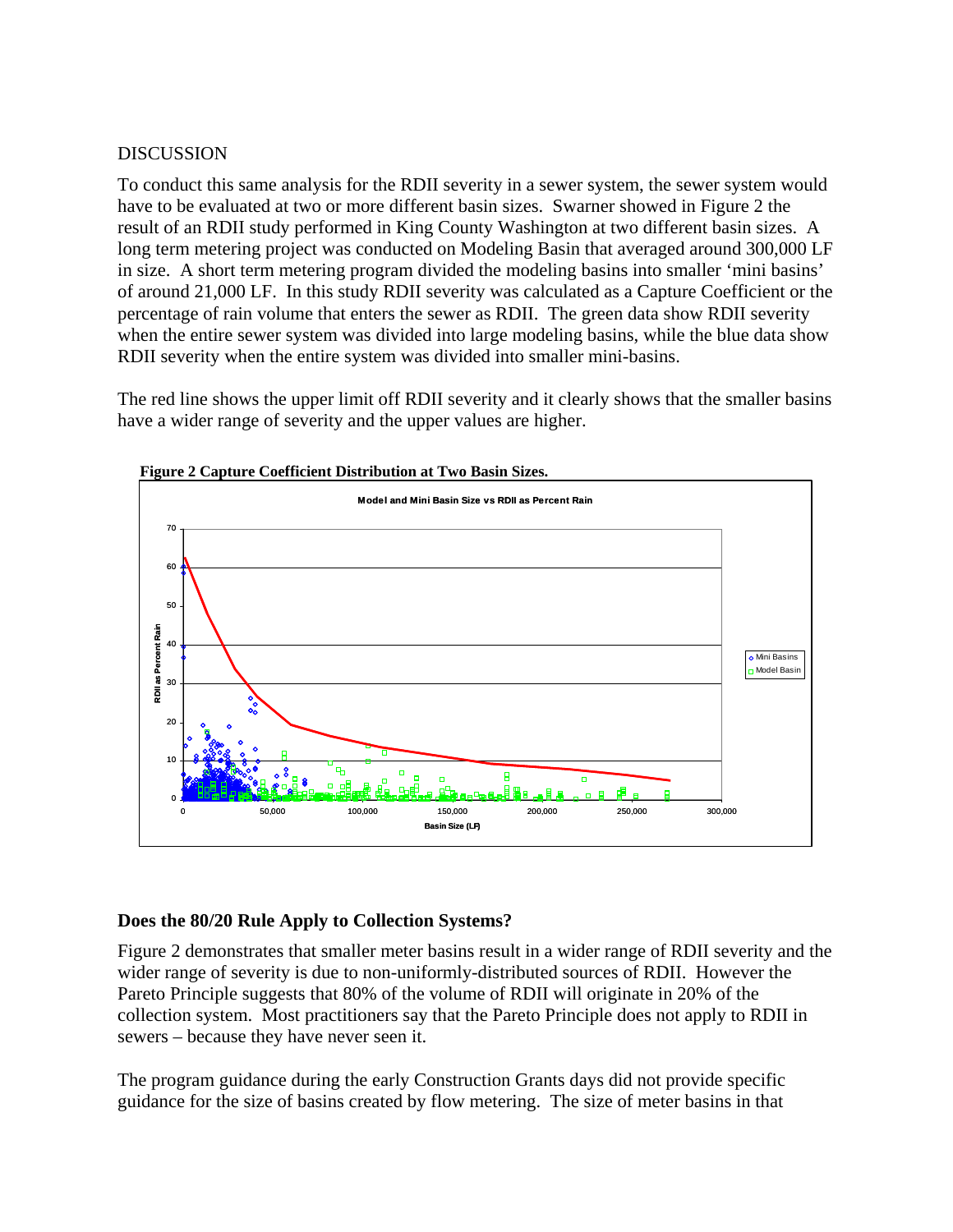DISCUSSION

To conduct this same analysis for the RDII severity in a sewer system, the sewer system would have to be evaluated at two or more different basin sizes. Swarner showed in Figure 2 the result of an RDII study performed in King County Washington at two different basin sizes. A long term metering project was conducted on Modeling Basin that averaged around 300,000 LF in size. A short term metering program divided the modeling basins into smaller 'mini basins' of around 21,000 LF. In this study RDII severity was calculated as a Capture Coefficient or the percentage of rain volume that enters the sewer as RDII. The green data show RDII severity when the entire sewer system was divided into large modeling basins, while the blue data show RDII severity when the entire system was divided into smaller mini-basins.

The red line shows the upper limit off RDII severity and it clearly shows that the smaller basins have a wider range of severity and the upper values are higher.

**Figure 2 Capture Coefficient Distribution at Two Basin Sizes.**

## Does the 80/20 Rule Apply to Collection Systems?

Figure 2 demonstrates that smaller meter basins result in a wider range of RDII severity and the wider range of severity is due to non-uniformly-distributed sources of RDII. However the Pareto Principle suggests that 80% of the volume of RDII will originate in 20% of the collection system. Most practitioners say that the Pareto Principle does not apply to RDII in sewers – because they have never seen it.

The program guidance during the early Construction Grants days did not provide specific guidance for the size of basins created by flow metering. The size of meter basins in that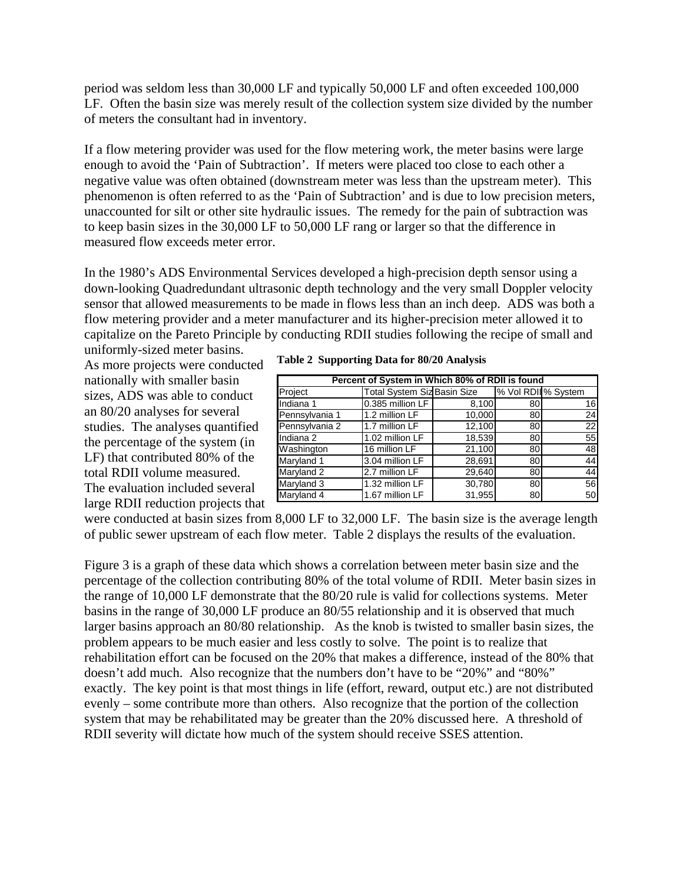period was seldom less than 30,000 LF and typically 50,000 LF and often exceeded 100,000 LF. Often the basin size was merely result of the collection system size divided by the number of meters the consultant had in inventory.

If a flow metering provider was used for the flow metering work, the meter basins were large enough to avoid the 'Pain of Subtraction'. If meters were placed too close to each other a negative value was often obtained (downstream meter was less than the upstream meter). This phenomenon is often referred to as the 'Pain of Subtraction' and is due to low precision meters, unaccounted for silt or other site hydraulic issues. The remedy for the pain of subtraction was to keep basin sizes in the 30,000 LF to 50,000 LF rang or larger so that the difference in measured flow exceeds meter error.

In the 1980's ADS Environmental Services developed a high-precision depth sensor using a down-looking Quadredundant ultrasonic depth technology and the very small Doppler velocity sensor that allowed measurements to be made in flows less than an inch deep. ADS was both a flow metering provider and a meter manufacturer and its higher-precision meter allowed it to capitalize on the Pareto Principle by conducting RDII studies following the recipe of small and uniformly-sized meter basins. As more projects were conducted nationally with smaller basin sizes, ADS was able to conduct an 80/20 analyses for several studies. The analyses quantified the percentage of the system (in LF) that contributed 80% of the total RDII volume measured. The evaluation included several large RDII reduction projects that were conducted at basin sizes from 8,000 LF to 32,000 LF. The basin size is the average length of public sewer upstream of each flow meter. Table 2 displays the results of the evaluation.

**Table 2 Supporting Data for 80/20 Analysis**

| Percent of System in Which 80% of RDII is found | | | | |
|---|---|---|---|---|
| Project | Total System Siz | Basin Size | % Vol RDII | % System |
| Indiana 1 | 0.385 million LF | 8,100 | 80 | 16 |
| Pennsylvania 1 | 1.2 million LF | 10,000 | 80 | 24 |
| Pennsylvania 2 | 1.7 million LF | 12,100 | 80 | 22 |
| Indiana 2 | 1.02 million LF | 18,539 | 80 | 55 |
| Washington | 16 million LF | 21,100 | 80 | 48 |
| Maryland 1 | 3.04 million LF | 28,691 | 80 | 44 |
| Maryland 2 | 2.7 million LF | 29,640 | 80 | 44 |
| Maryland 3 | 1.32 million LF | 30,780 | 80 | 56 |
| Maryland 4 | 1.67 million LF | 31,955 | 80 | 50 |

Figure 3 is a graph of these data which shows a correlation between meter basin size and the percentage of the collection contributing 80% of the total volume of RDII. Meter basin sizes in the range of 10,000 LF demonstrate that the 80/20 rule is valid for collections systems. Meter basins in the range of 30,000 LF produce an 80/55 relationship and it is observed that much larger basins approach an 80/80 relationship. As the knob is twisted to smaller basin sizes, the problem appears to be much easier and less costly to solve. The point is to realize that rehabilitation effort can be focused on the 20% that makes a difference, instead of the 80% that doesn't add much. Also recognize that the numbers don't have to be "20%" and "80%" exactly. The key point is that most things in life (effort, reward, output etc.) are not distributed evenly – some contribute more than others. Also recognize that the portion of the collection system that may be rehabilitated may be greater than the 20% discussed here. A threshold of RDII severity will dictate how much of the system should receive SSES attention.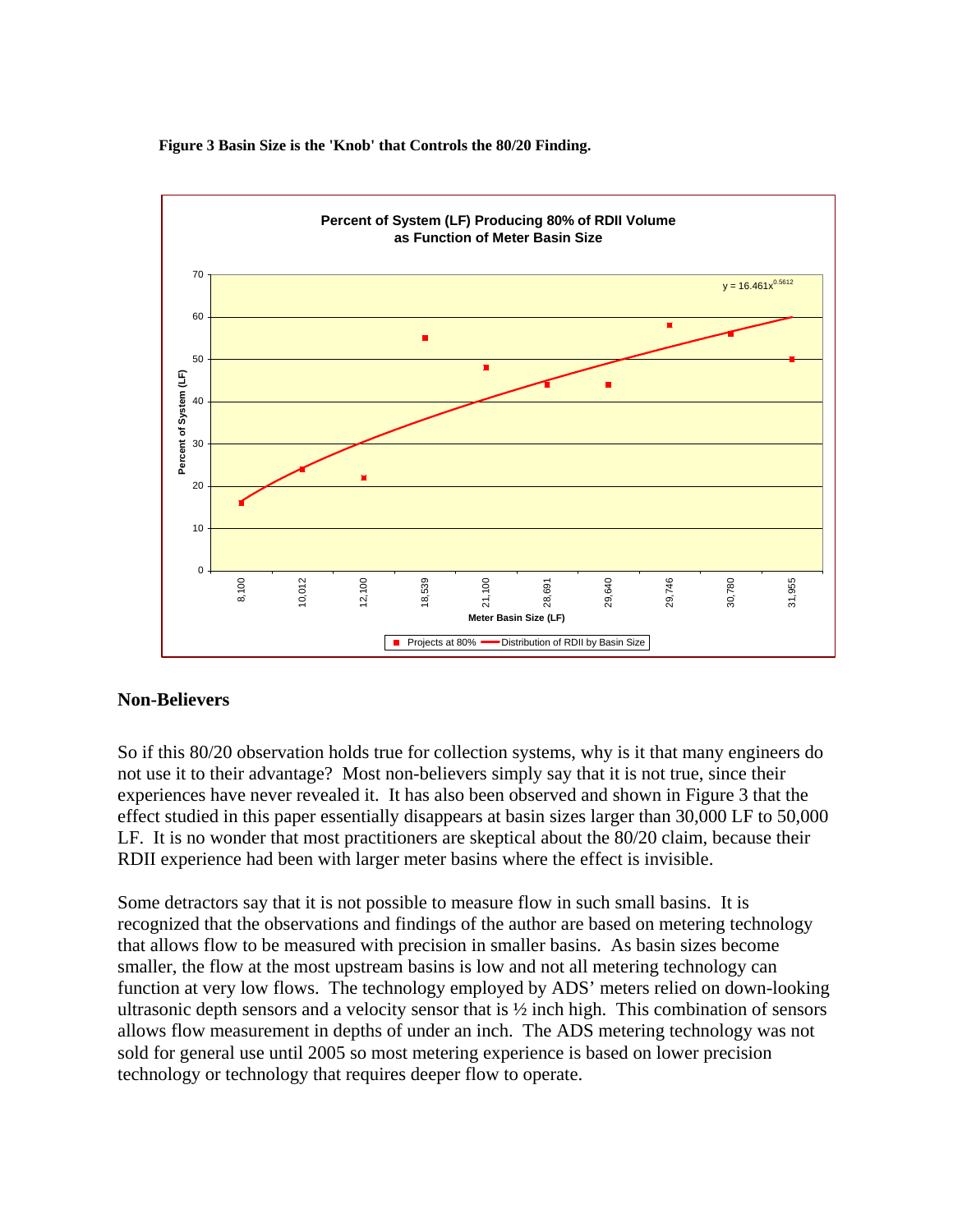**Figure 3 Basin Size is the 'Knob' that Controls the 80/20 Finding.**

## Non-Believers

So if this 80/20 observation holds true for collection systems, why is it that many engineers do not use it to their advantage? Most non-believers simply say that it is not true, since their experiences have never revealed it. It has also been observed and shown in Figure 3 that the effect studied in this paper essentially disappears at basin sizes larger than 30,000 LF to 50,000 LF. It is no wonder that most practitioners are skeptical about the 80/20 claim, because their RDII experience had been with larger meter basins where the effect is invisible.

Some detractors say that it is not possible to measure flow in such small basins. It is recognized that the observations and findings of the author are based on metering technology that allows flow to be measured with precision in smaller basins. As basin sizes become smaller, the flow at the most upstream basins is low and not all metering technology can function at very low flows. The technology employed by ADS' meters relied on down-looking ultrasonic depth sensors and a velocity sensor that is ½ inch high. This combination of sensors allows flow measurement in depths of under an inch. The ADS metering technology was not sold for general use until 2005 so most metering experience is based on lower precision technology or technology that requires deeper flow to operate.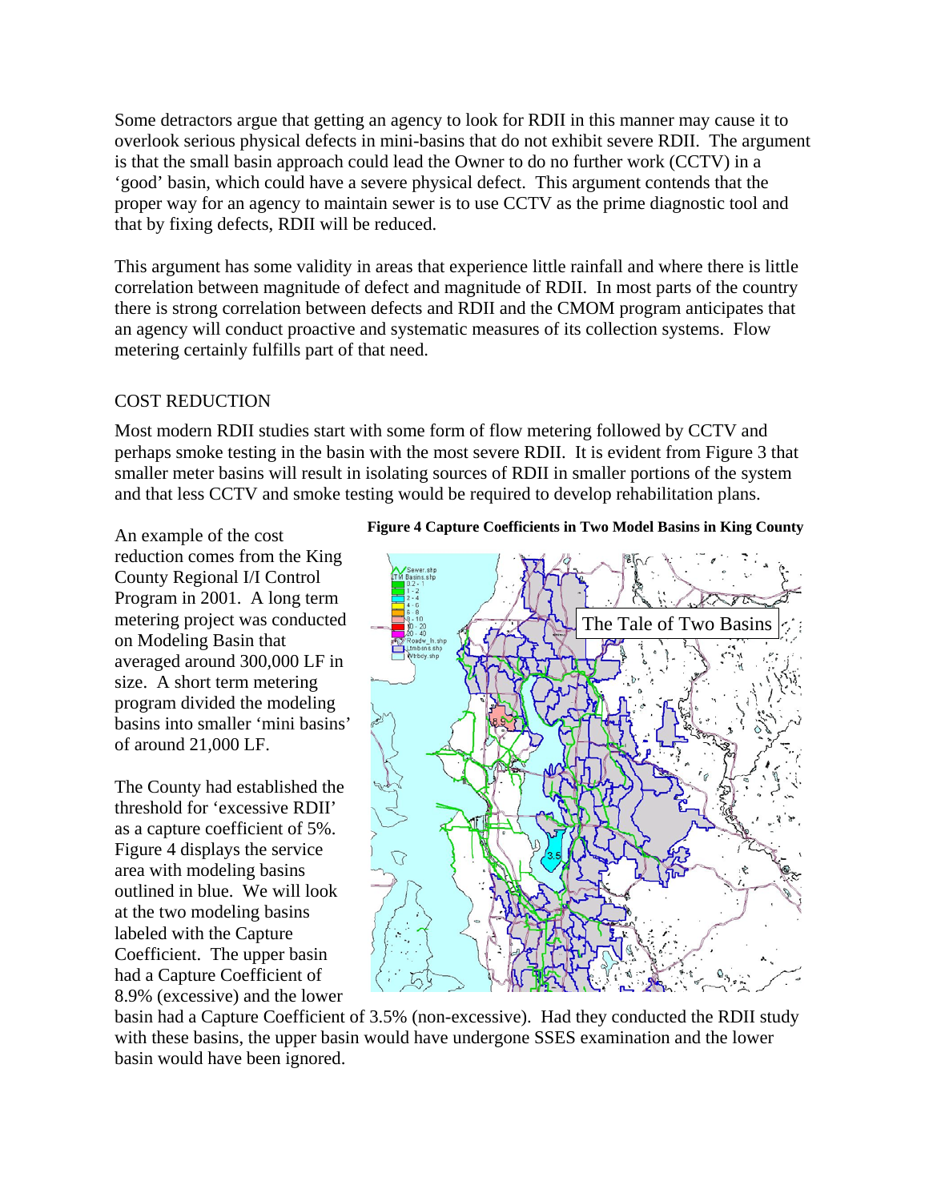Some detractors argue that getting an agency to look for RDII in this manner may cause it to overlook serious physical defects in mini-basins that do not exhibit severe RDII. The argument is that the small basin approach could lead the Owner to do no further work (CCTV) in a 'good' basin, which could have a severe physical defect. This argument contends that the proper way for an agency to maintain sewer is to use CCTV as the prime diagnostic tool and that by fixing defects, RDII will be reduced.

This argument has some validity in areas that experience little rainfall and where there is little correlation between magnitude of defect and magnitude of RDII. In most parts of the country there is strong correlation between defects and RDII and the CMOM program anticipates that an agency will conduct proactive and systematic measures of its collection systems. Flow metering certainly fulfills part of that need.

## COST REDUCTION

Most modern RDII studies start with some form of flow metering followed by CCTV and perhaps smoke testing in the basin with the most severe RDII. It is evident from Figure 3 that smaller meter basins will result in isolating sources of RDII in smaller portions of the system and that less CCTV and smoke testing would be required to develop rehabilitation plans.

**Figure 4 Capture Coefficients in Two Model Basins in King County**

An example of the cost reduction comes from the King County Regional I/I Control Program in 2001. A long term metering project was conducted on Modeling Basin that averaged around 300,000 LF in size. A short term metering program divided the modeling basins into smaller 'mini basins' of around 21,000 LF.

The County had established the threshold for 'excessive RDII' as a capture coefficient of 5%. Figure 4 displays the service area with modeling basins outlined in blue. We will look at the two modeling basins labeled with the Capture Coefficient. The upper basin had a Capture Coefficient of 8.9% (excessive) and the lower basin had a Capture Coefficient of 3.5% (non-excessive). Had they conducted the RDII study with these basins, the upper basin would have undergone SSES examination and the lower basin would have been ignored.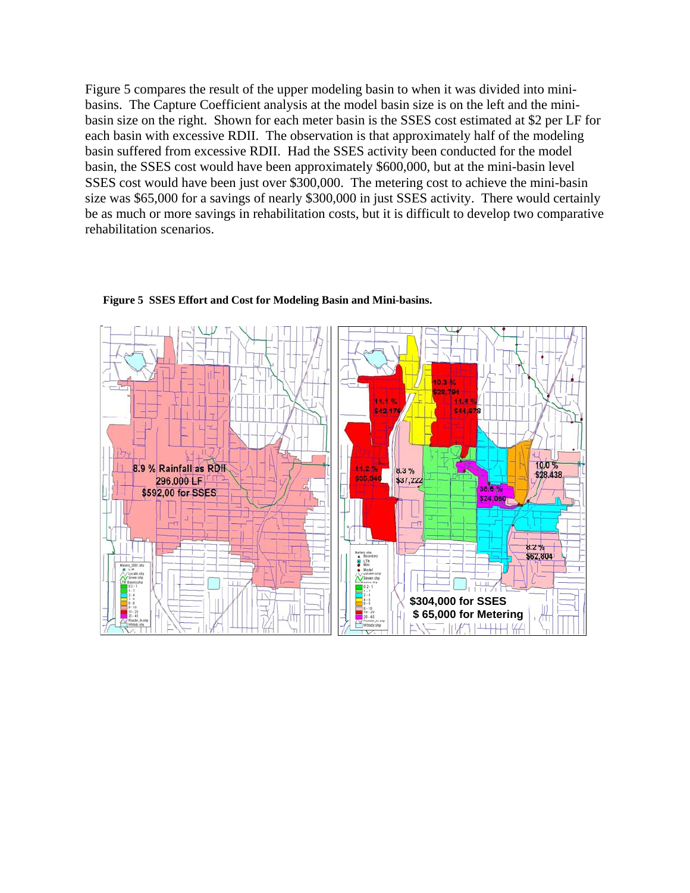Figure 5 compares the result of the upper modeling basin to when it was divided into mini-basins. The Capture Coefficient analysis at the model basin size is on the left and the mini-basin size on the right. Shown for each meter basin is the SSES cost estimated at $2 per LF for each basin with excessive RDII. The observation is that approximately half of the modeling basin suffered from excessive RDII. Had the SSES activity been conducted for the model basin, the SSES cost would have been approximately $600,000, but at the mini-basin level SSES cost would have been just over $300,000. The metering cost to achieve the mini-basin size was $65,000 for a savings of nearly $300,000 in just SSES activity. There would certainly be as much or more savings in rehabilitation costs, but it is difficult to develop two comparative rehabilitation scenarios.

**Figure 5 SSES Effort and Cost for Modeling Basin and Mini-basins.**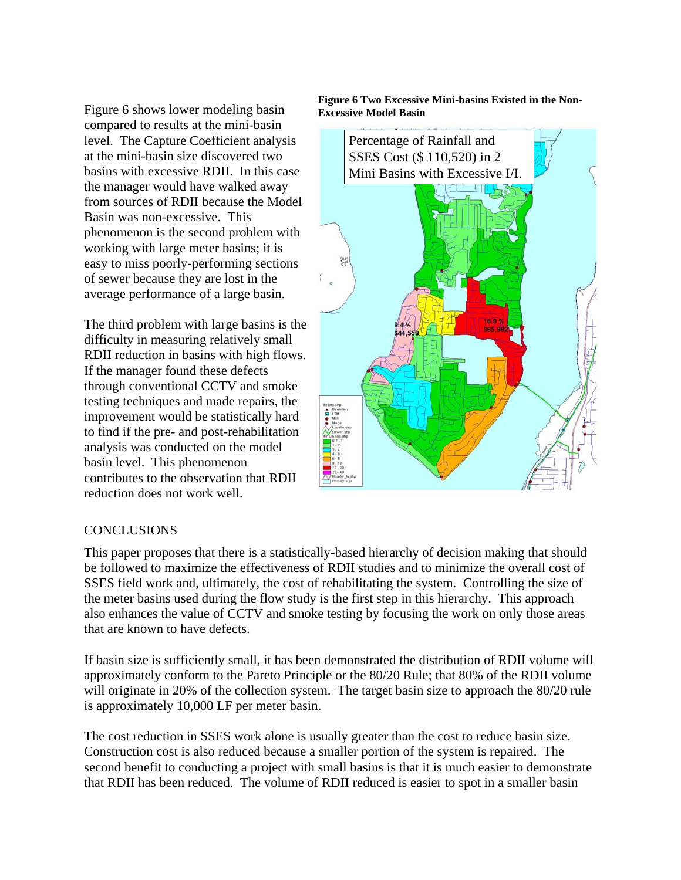Figure 6 shows lower modeling basin compared to results at the mini-basin level. The Capture Coefficient analysis at the mini-basin size discovered two basins with excessive RDII. In this case the manager would have walked away from sources of RDII because the Model Basin was non-excessive. This phenomenon is the second problem with working with large meter basins; it is easy to miss poorly-performing sections of sewer because they are lost in the average performance of a large basin.

The third problem with large basins is the difficulty in measuring relatively small RDII reduction in basins with high flows. If the manager found these defects through conventional CCTV and smoke testing techniques and made repairs, the improvement would be statistically hard to find if the pre- and post-rehabilitation analysis was conducted on the model basin level. This phenomenon contributes to the observation that RDII reduction does not work well.

**Figure 6 Two Excessive Mini-basins Existed in the Non-Excessive Model Basin**

Percentage of Rainfall and SSES Cost ($ 110,520) in 2 Mini Basins with Excessive I/I.

## CONCLUSIONS

This paper proposes that there is a statistically-based hierarchy of decision making that should be followed to maximize the effectiveness of RDII studies and to minimize the overall cost of SSES field work and, ultimately, the cost of rehabilitating the system. Controlling the size of the meter basins used during the flow study is the first step in this hierarchy. This approach also enhances the value of CCTV and smoke testing by focusing the work on only those areas that are known to have defects.

If basin size is sufficiently small, it has been demonstrated the distribution of RDII volume will approximately conform to the Pareto Principle or the 80/20 Rule; that 80% of the RDII volume will originate in 20% of the collection system. The target basin size to approach the 80/20 rule is approximately 10,000 LF per meter basin.

The cost reduction in SSES work alone is usually greater than the cost to reduce basin size. Construction cost is also reduced because a smaller portion of the system is repaired. The second benefit to conducting a project with small basins is that it is much easier to demonstrate that RDII has been reduced. The volume of RDII reduced is easier to spot in a smaller basin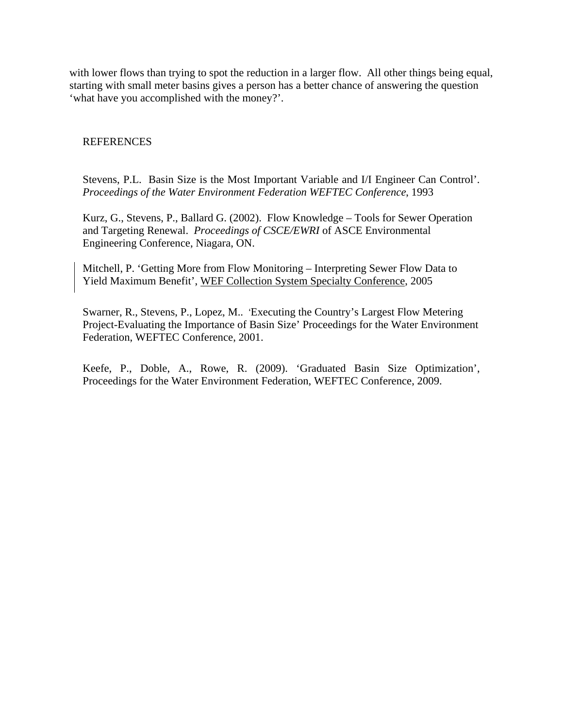with lower flows than trying to spot the reduction in a larger flow. All other things being equal, starting with small meter basins gives a person has a better chance of answering the question 'what have you accomplished with the money?'.

## REFERENCES

Stevens, P.L. Basin Size is the Most Important Variable and I/I Engineer Can Control'. *Proceedings of the Water Environment Federation WEFTEC Conference*, 1993

Kurz, G., Stevens, P., Ballard G. (2002). Flow Knowledge – Tools for Sewer Operation and Targeting Renewal. *Proceedings of CSCE/EWRI* of ASCE Environmental Engineering Conference, Niagara, ON.

Mitchell, P. 'Getting More from Flow Monitoring – Interpreting Sewer Flow Data to Yield Maximum Benefit', <u>WEF Collection System Specialty Conference</u>, 2005

Swarner, R., Stevens, P., Lopez, M.. 'Executing the Country's Largest Flow Metering Project-Evaluating the Importance of Basin Size' Proceedings for the Water Environment Federation, WEFTEC Conference, 2001.

Keefe, P., Doble, A., Rowe, R. (2009). 'Graduated Basin Size Optimization', Proceedings for the Water Environment Federation, WEFTEC Conference, 2009.